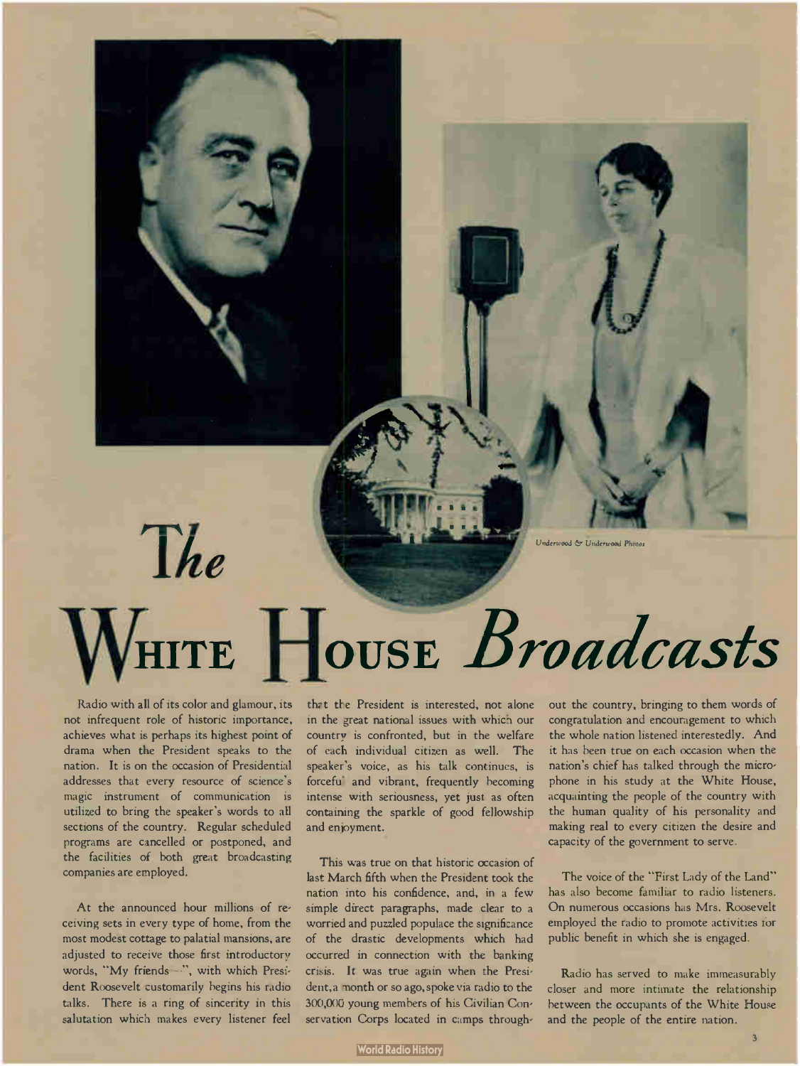Underwood & Underwood Photos

# The White House *Broadcasts*

Radio with all of its color and glamour, its not infrequent role of historic importance, achieves what is perhaps its highest point of drama when the President speaks to the nation. It is on the occasion of Presidential addresses that every resource of science's magic instrument of communication is utilized to bring the speaker's words to all sections of the country. Regular scheduled programs are cancelled or postponed, and the facilities of both great broadcasting companies are employed.

At the announced hour millions of receiving sets in every type of home, from the most modest cottage to palatial mansions, are adjusted to receive those first introductory words, "My friends—", with which President Roosevelt customarily begins his radio talks. There is a ring of sincerity in this salutation which makes every listener feel that the President is interested, not alone in the great national issues with which our country is confronted, but in the welfare of each individual citizen as well. The speaker's voice, as his talk continues, is forceful and vibrant, frequently becoming intense with seriousness, yet just as often containing the sparkle of good fellowship and enjoyment.

This was true on that historic occasion of last March fifth when the President took the nation into his confidence, and, in a few simple direct paragraphs, made clear to a worried and puzzled populace the significance of the drastic developments which had occurred in connection with the banking crisis. It was true again when the President, a month or so ago, spoke via radio to the 300,000 young members of his Civilian Conservation Corps located in camps throughout the country, bringing to them words of congratulation and encouragement to which the whole nation listened interestedly. And it has been true on each occasion when the nation's chief has talked through the microphone in his study at the White House, acquainting the people of the country with the human quality of his personality and making real to every citizen the desire and capacity of the government to serve.

The voice of the "First Lady of the Land" has also become familiar to radio listeners. On numerous occasions has Mrs. Roosevelt employed the radio to promote activities for public benefit in which she is engaged.

Radio has served to make immeasurably closer and more intimate the relationship between the occupants of the White House and the people of the entire nation.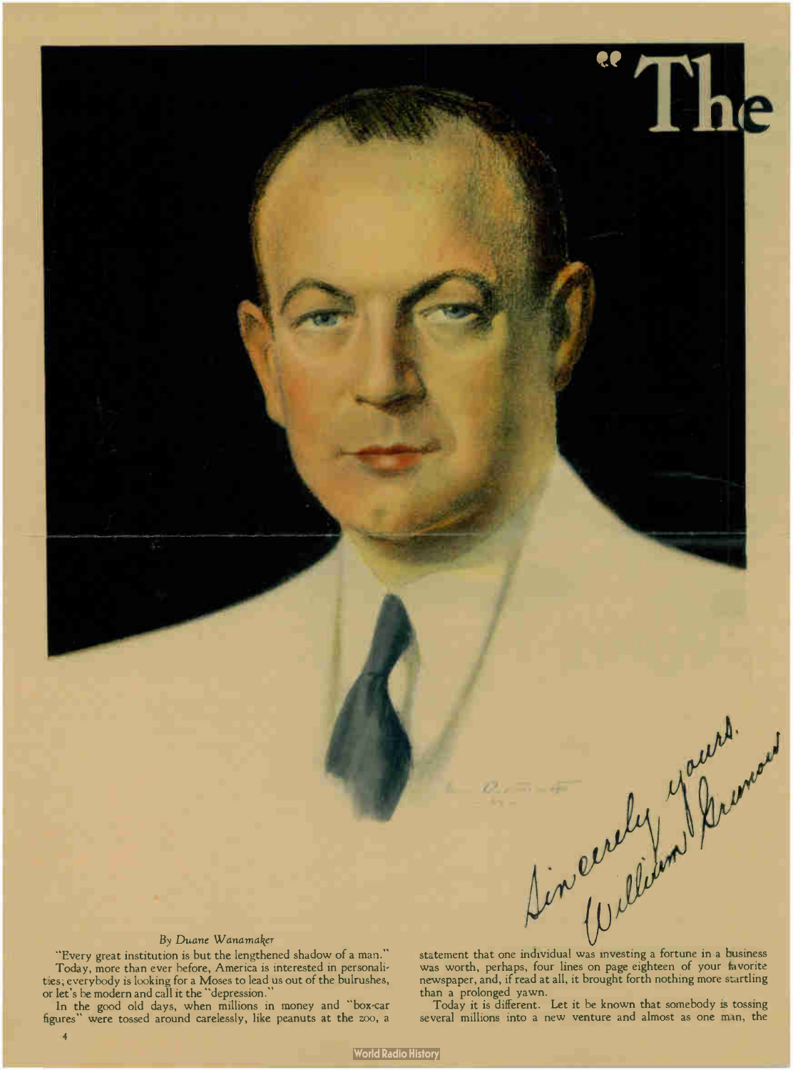# "The

Sincerely yours,
William Granow

*By Duane Wanamaker*

"Every great institution is but the lengthened shadow of a man."

Today, more than ever before, America is interested in personalities; everybody is looking for a Moses to lead us out of the bulrushes, or let's be modern and call it the "depression."

In the good old days, when millions in money and "box-car figures" were tossed around carelessly, like peanuts at the zoo, a statement that one individual was investing a fortune in a business was worth, perhaps, four lines on page eighteen of your favorite newspaper, and, if read at all, it brought forth nothing more startling than a prolonged yawn.

Today it is different. Let it be known that somebody is tossing several millions into a new venture and almost as one man, the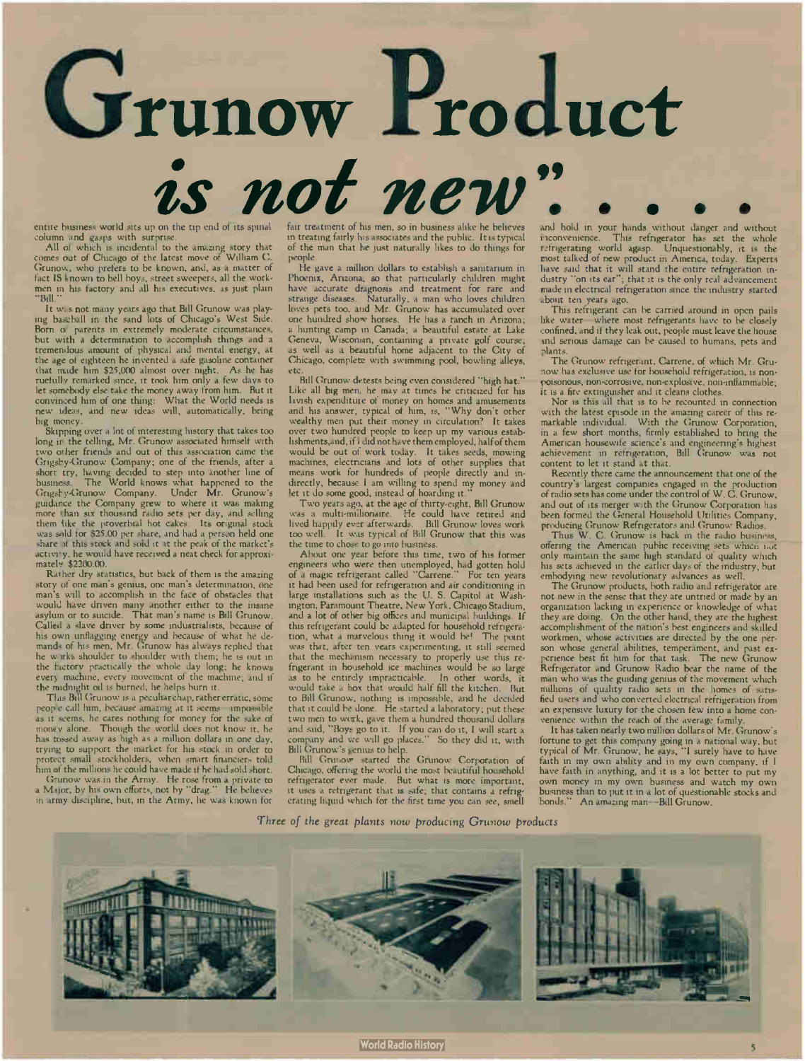# "Grunow Product is not new". . . .

entire business world sits up on the tip end of its spinal column and gasps with surprise.

All of which is incidental to the amazing story that comes out of Chicago of the latest move of William C. Grunow, who prefers to be known, and, as a matter of fact IS known to bell boys, street sweepers, all the workmen in his factory and all his executives, as just plain "Bill."

It was not many years ago that Bill Grunow was playing baseball in the sand lots of Chicago's West Side. Born of parents in extremely moderate circumstances, but with a determination to accomplish things and a tremendous amount of physical and mental energy, at the age of eighteen he invented a safe gasoline container that made him $25,000 almost over night. As he has ruefully remarked since, it took him only a few days to let somebody else take the money away from him. But it convinced him of one thing: What the World needs is new ideas, and new ideas will, automatically, bring big money.

Skipping over a lot of interesting history that takes too long in the telling, Mr. Grunow associated himself with two other friends and out of this association came the Grigsby-Grunow Company; one of the friends, after a short try, having decided to step into another line of business. The World knows what happened to the Grigsby-Grunow Company. Under Mr. Grunow's guidance the Company grew to where it was making more than six thousand radio sets per day, and selling them like the proverbial hot cakes. Its original stock was sold for $25.00 per share, and had a person held one share of this stock and sold it at the peak of the market's activity, he would have received a neat check for approximately $2200.00.

Rather dry statistics, but back of them is the amazing story of one man's genius, one man's determination, one man's will to accomplish in the face of obstacles that would have driven many another either to the insane asylum or to suicide. That man's name is Bill Grunow. Called a slave driver by some industrialists, because of his own unflagging energy and because of what he demands of his men, Mr. Grunow has always replied that he works shoulder to shoulder with them; he is out in the factory practically the whole day long; he knows every machine, every movement of the machine; and if the midnight oil is burned, he helps burn it.

This Bill Grunow is a peculiar chap, rather erratic, some people call him, because amazing at it seems—impossible as it seems, he cares nothing for money for the sake of money alone. Though the world does not know it, he has tossed away as high as a million dollars in one day, trying to support the market for his stock in order to protect small stockholders, when smart financiers told him of the millions he could have made if he had sold short.

Grunow was in the Army. He rose from a private to a Major, by his own efforts, not by "drag." He believes in army discipline, but, in the Army, he was known for fair treatment of his men, so in business alike he believes in treating fairly his associates and the public. It is typical of the man that he just naturally likes to do things for people.

He gave a million dollars to establish a sanitarium in Phoenix, Arizona, so that particularly children might have accurate diagnosis and treatment for rare and strange diseases. Naturally, a man who loves children loves pets too, and Mr. Grunow has accumulated over one hundred show horses. He has a ranch in Arizona; a hunting camp in Canada; a beautiful estate at Lake Geneva, Wisconsin, containing a private golf course; as well as a beautiful home adjacent to the City of Chicago, complete with swimming pool, bowling alleys, etc.

Bill Grunow detests being even considered "high hat." Like all big men, he may at times be criticized for his lavish expenditure of money on homes and amusements and his answer, typical of him, is, "Why don't other wealthy men put their money in circulation? It takes over two hundred people to keep up my various establishments, and, if I did not have them employed, half of them would be out of work today. It takes seeds, mowing machines, electricians and lots of other supplies that means work for hundreds of people directly and indirectly, because I am willing to spend my money and let it do some good, instead of hoarding it."

Two years ago, at the age of thirty-eight, Bill Grunow was a multi-millionaire. He could have retired and lived happily ever afterwards. Bill Grunow loves work too well. It was typical of Bill Grunow that this was the time to chose to go into business.

About one year before this time, two of his former engineers who were then unemployed, had gotten hold of a magic refrigerant called "Carrene." For ten years it had been used for refrigeration and air conditioning in large installations such as the U. S. Capitol at Washington, Paramount Theatre, New York, Chicago Stadium, and a lot of other big offices and municipal buildings. If this refrigerant could be adapted for household refrigeration, what a marvelous thing it would be! The point was that, after ten years experimenting, it still seemed that the mechanism necessary to properly use this refrigerant in household ice machines would be so large as to be entirely impracticable. In other words, it would take a box that would half fill the kitchen. But to Bill Grunow, nothing is impossible, and he decided that it could be done. He started a laboratory; put these two men to work, gave them a hundred thousand dollars and said, "Boys go to it. If you can do it, I will start a company and we will go places." So they did it, with Bill Grunow's genius to help.

Bill Grunow started the Grunow Corporation of Chicago, offering the world the most beautiful household refrigerator ever made. But what is more important, it uses a refrigerant that is safe; that contains a refrigerating liquid which for the first time you can see, smell and hold in your hands without danger and without inconvenience. This refrigerator has set the whole refrigerating world agasp. Unquestionably, it is the most talked of new product in America, today. Experts have said that it will stand the entire refrigeration industry "on its ear"; that it is the only real advancement made in electrical refrigeration since the industry started about ten years ago.

This refrigerant can be carried around in open pails like water—where most refrigerants have to be closely confined, and if they leak out, people must leave the house and serious damage can be caused to humans, pets and plants.

The Grunow refrigerant, Carrene, of which Mr. Grunow has exclusive use for household refrigeration, is non-poisonous, non-corrosive, non-explosive, non-inflammable; it is a fire extinguisher and it cleans clothes.

Nor is this all that is to be recounted in connection with the latest episode in the amazing career of this remarkable individual. With the Grunow Corporation, in a few short months, firmly established to bring the American housewife science's and engineering's highest achievement in refrigeration, Bill Grunow was not content to let it stand at that.

Recently there came the announcement that one of the country's largest companies engaged in the production of radio sets has come under the control of W. C. Grunow, and out of its merger with the Grunow Corporation has been formed the General Household Utilities Company, producing Grunow Refrigerators and Grunow Radios.

Thus W. C. Grunow is back in the radio business, offering the American public receiving sets which not only maintain the same high standard of quality which his sets achieved in the earlier days of the industry, but embodying new revolutionary advances as well.

The Grunow products, both radio and refrigerator are not new in the sense that they are untried or made by an organization lacking in experience or knowledge of what they are doing. On the other hand, they are the highest accomplishment of the nation's best engineers and skilled workmen, whose activities are directed by the one person whose general abilities, temperament, and past experience best fit him for that task. The new Grunow Refrigerator and Grunow Radio bear the name of the man who was the guiding genius of the movement which millions of quality radio sets in the homes of satisfied users and who converted electrical refrigeration from an expensive luxury for the chosen few into a home convenience within the reach of the average family.

It has taken nearly two million dollars of Mr. Grunow's fortune to get this company going in a national way, but typical of Mr. Grunow, he says, "I surely have to have faith in my own ability and in my own company, if I have faith in anything, and it is a lot better to put my own money in my own business and watch my own business than to put it in a lot of questionable stocks and bonds." An amazing man—Bill Grunow.

*Three of the great plants now producing Grunow products*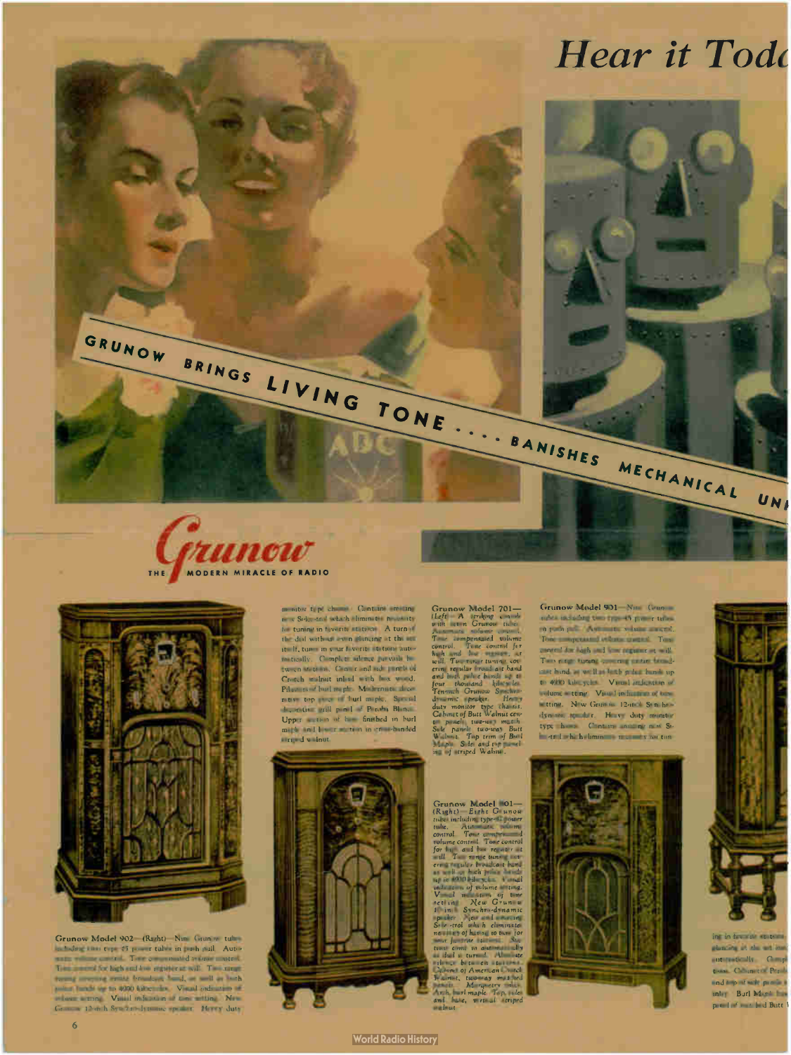# Hear it Toda

GRUNOW BRINGS LIVING TONE . . . . BANISHES MECHANICAL UN

## Grunow

THE MODERN MIRACLE OF RADIO

**Grunow Model 902**—(Right)—Nine Grunow tubes including two type 45 power tubes in push pull. Automatic volume control. Tone compensated volume control. Tone control for high and low register at will. Two range tuning covering entire broadcast band, as well as both police bands up to 4000 kilocycles. Visual indication of volume setting. Visual indication of tone setting. New Grunow 12-inch Synchro-dynamic speaker. Heavy duty monitor type chassis. Contains amazing new Si-lec-trol which eliminates necessity for tuning in favorite stations. A turn of the dial without even glancing at the set itself, tunes in your favorite stations automatically. Complete silence prevails between stations. Center and side panels of Crotch walnut inlaid with box wood. Pilasters of burl maple. Modernistic decorative top piece of burl maple. Special decorative grill panel of Persian Blanco. Upper section of base finished in burl maple and lower section in cross-banded striped walnut.

**Grunow Model 701**—(Left)—A striking console with seven Grunow tubes. Automatic volume control. Tone compensated volume control. Tone control for high and low register, at will. Two-range tuning covering regular broadcast band and both police bands up to four thousand kilocycles. Ten-inch Grunow Synchro-dynamic speaker. Heavy duty monitor type chassis. Cabinet of Butt Walnut center panels, two-way match. Side panels two-way Butt Walnut. Top trim of Burl Maple. Sides and top paneling of striped Walnut.

**Grunow Model 801**—(Right)—Eight Grunow tubes including type 45 power tube. Automatic volume control. Tone compensated volume control. Tone control for high and low register at will. Two range tuning covering regular broadcast band as well as both police bands up to 4000 kilocycles. Visual indication of volume setting. Visual indication of tone setting. New Grunow 10-inch Synchro-dynamic speaker. New and amazing Si-lec-trol which eliminates necessity of having to tune for your favorite stations. Stations come in automatically as dial is turned. Absolute silence between stations. Cabinet of American Crotch Walnut, two-way matched panels. Marquetry inlays. Arch, burl maple. Top, sides and base, vertical striped walnut.

**Grunow Model 901**—Nine Grunow tubes including two type 45 power tubes in push pull. Automatic volume control. Tone compensated volume control. Tone control for high and low register at will. Two range tuning covering entire broadcast band, as well as both police bands up to 4000 kilocycles. Visual indication of volume setting. Visual indication of tone setting. New Grunow 12-inch Synchro-dynamic speaker. Heavy duty monitor type chassis. Contains amazing new Si-lec-trol which eliminates necessity for tun-

ing in favorite stations . . . glancing at the set itse . . . automatically. Compl . . . tions. Cabinet of Persi . . . and top of side panels . . . inlay. Burl Maple bas . . . panel of matched Butt W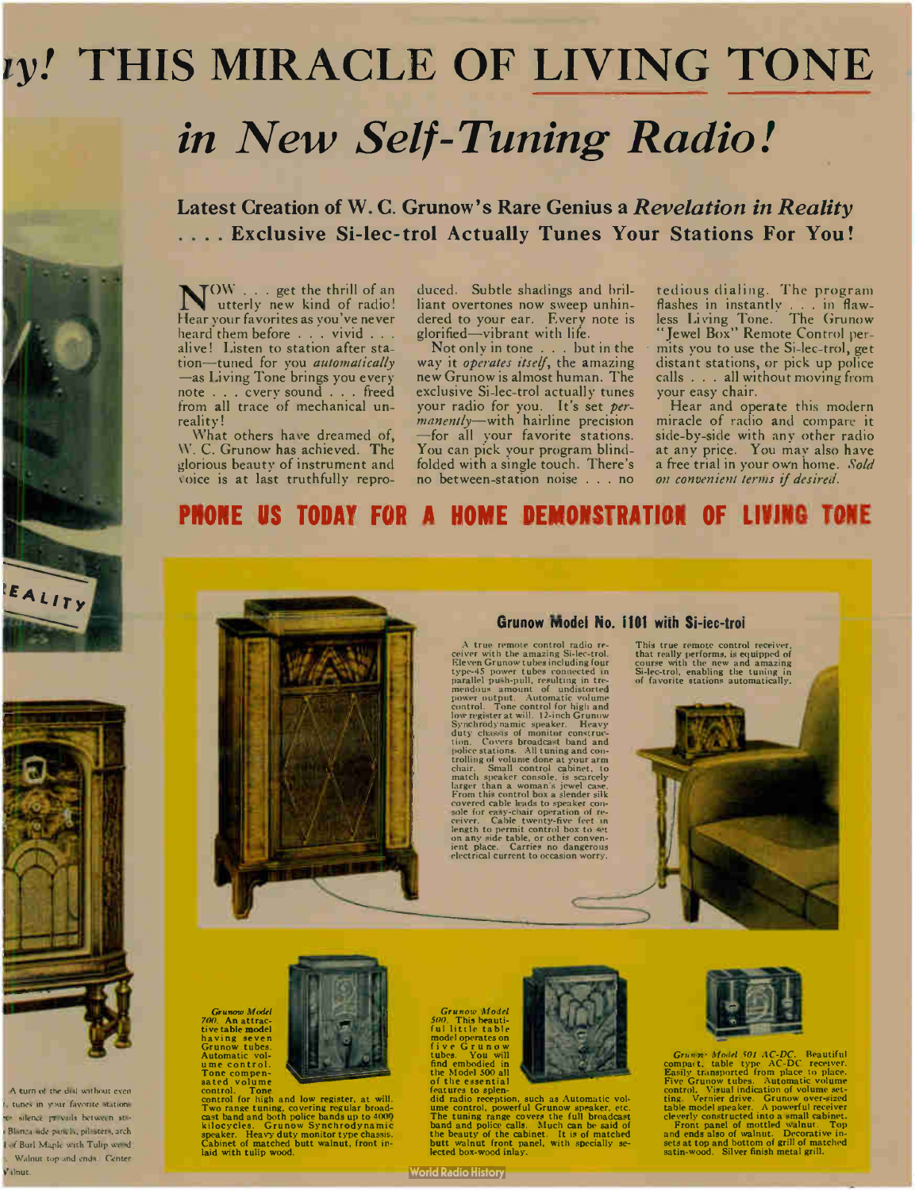# ...y! THIS MIRACLE OF LIVING TONE

# *in New Self-Tuning Radio!*

### Latest Creation of W. C. Grunow's Rare Genius a *Revelation in Reality* .... Exclusive Si-lec-trol Actually Tunes Your Stations For You!

NOW . . . get the thrill of an utterly new kind of radio! Hear your favorites as you've never heard them before . . . vivid . . . alive! Listen to station after station—tuned for you *automatically*—as Living Tone brings you every note . . . every sound . . . freed from all trace of mechanical unreality!

What others have dreamed of, W. C. Grunow has achieved. The glorious beauty of instrument and voice is at last truthfully reproduced. Subtle shadings and brilliant overtones now sweep unhindered to your ear. Every note is glorified—vibrant with life.

Not only in tone . . . but in the way it *operates itself*, the amazing new Grunow is almost human. The exclusive Si-lec-trol actually tunes your radio for you. It's set *permanently*—with hairline precision—for all your favorite stations. You can pick your program blindfolded with a single touch. There's no between-station noise . . . no tedious dialing. The program flashes in instantly . . . in flawless Living Tone. The Grunow "Jewel Box" Remote Control permits you to use the Si-lec-trol, get distant stations, or pick up police calls . . . all without moving from your easy chair.

Hear and operate this modern miracle of radio and compare it side-by-side with any other radio at any price. You may also have a free trial in your own home. *Sold on convenient terms if desired.*

## PHONE US TODAY FOR A HOME DEMONSTRATION OF LIVING TONE

### Grunow Model No. 1101 with Si-lec-trol

A true remote control radio receiver with the amazing Si-lec-trol. Eleven Grunow tubes including four type-45 power tubes connected in parallel push-pull, resulting in tremendous amount of undistorted power output. Automatic volume control. Tone control for high and low register at will. 12-inch Grunow Synchrodynamic speaker. Heavy duty chassis of monitor construction. Covers broadcast band and police stations. All tuning and controlling of volume done at your arm chair. Small control cabinet, to match speaker console, is scarcely larger than a woman's jewel case. From this control box a slender silk covered cable leads to speaker console for easy-chair operation of receiver. Cable twenty-five feet in length to permit control box to set on any side table, or other convenient place. Carries no dangerous electrical current to occasion worry.

This true remote control receiver, that really performs, is equipped of course with the new and amazing Si-lec-trol, enabling the tuning in of favorite stations automatically.

*Grunow Model 700.* An attractive table model having seven Grunow tubes. Automatic volume control. Tone compensated volume control. Tone control for high and low register, at will. Two range tuning, covering regular broadcast band and both police bands up to 4000 kilocycles. Grunow Synchrodynamic speaker. Heavy duty monitor type chassis. Cabinet of matched butt walnut, front inlaid with tulip wood.

*Grunow Model 500.* This beautiful little table model operates on five Grunow tubes. You will find embodied in the Model 500 all of the essential features to splendid radio reception, such as Automatic volume control, powerful Grunow speaker, etc. The tuning range covers the full broadcast band and police calls. Much can be said of the beauty of the cabinet. It is of matched butt walnut front panel, with specially selected box-wood inlay.

*Grunow Model 501 AC-DC.* Beautiful compact, table type AC-DC receiver. Easily transported from place to place. Five Grunow tubes. Automatic volume control. Visual indication of volume setting. Vernier drive. Grunow over-sized table model speaker. A powerful receiver cleverly constructed into a small cabinet.

Front panel of mottled walnut. Top and ends also of walnut. Decorative insets at top and bottom of grill of matched satin-wood. Silver finish metal grill.

...EALITY

A turn of the dial without even ... tunes in your favorite stations ... silence prevails between stations ... Blanca side panels, pilasters, arch ... of Burl Maple with Tulip wood ... Walnut top and ends. Center ... Walnut.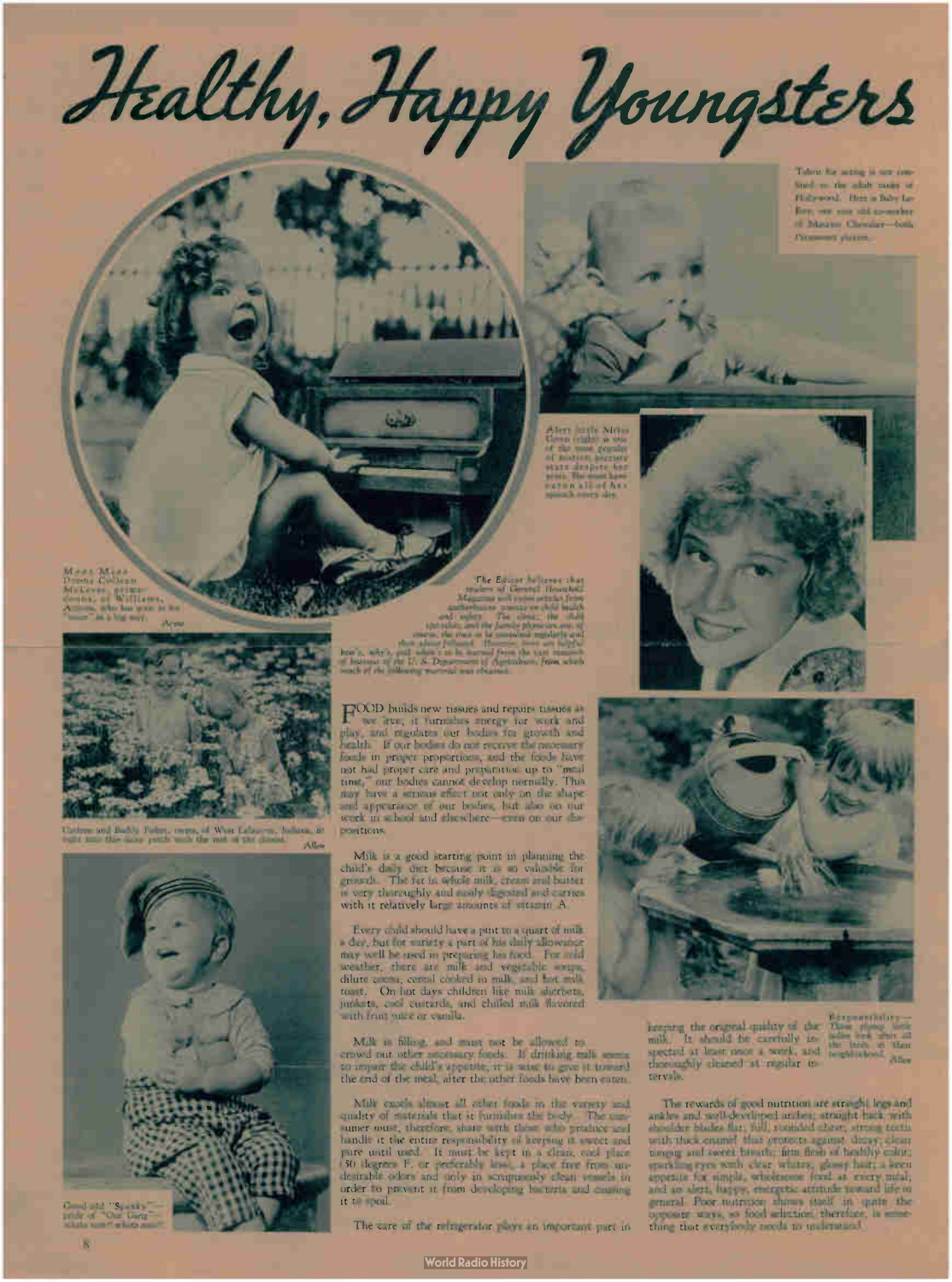# Healthy, Happy Youngsters

Talent for acting is not confined to the adult ranks of Hollywood. Here is Baby LeRoy, one year old co-worker of Maurice Chevalier—both Paramount players.

Alert little Mitzi Green (right) is one of the most popular of motion picture stars despite her years. She must have eaten all of her spinach every day.

Meet Miss Donna Colleen McLeese, prima-donna, of Williams, Arizona, who has gone in for "music" in a big way. *Acme*

*The Editor believes that readers of General Household Magazine will enjoy articles from authoritative sources on child health and safety. The clinic, the child specialist, and the family physician are, of course, the ones to be consulted regularly and their advice followed. However, there are helpful how's, why's, and when's to be learned from the vast resources of bureaus of the U. S. Department of Agriculture, from which much of the following material was obtained.*

Carlene and Buddy Fisher, twins, of West Lafayette, Indiana, sit right into this daisy patch with the rest of the flowers. *Allen*

Good old "Spanky"—pride of "Our Gang"—whata man! whata man!

FOOD builds new tissues and repairs tissues as we live; it furnishes energy for work and play, and regulates our bodies for growth and health. If our bodies do not receive the necessary foods in proper proportions, and the foods have not had proper care and preparation up to "meal time," our bodies cannot develop normally. This may have a serious effect not only on the shape and appearance of our bodies, but also on our work in school and elsewhere—even on our dispositions.

Milk is a good starting point in planning the child's daily diet because it is so valuable for growth. The fat in whole milk, cream and butter is very thoroughly and easily digested and carries with it relatively large amounts of vitamin A.

Every child should have a pint to a quart of milk a day, but for variety a part of his daily allowance may well be used in preparing his food. For cold weather, there are milk and vegetable soups, dilute cocoa, cereal cooked in milk, and hot milk toast. On hot days children like milk sherbets, junkets, cool custards, and chilled milk flavored with fruit juice or vanilla.

Milk is filling, and must not be allowed to crowd out other necessary foods. If drinking milk seems to impair the child's appetite, it is wise to give it toward the end of the meal, after the other foods have been eaten.

Milk excels almost all other foods in the variety and quality of materials that it furnishes the body. The consumer must, therefore, share with those who produce and handle it the entire responsibility of keeping it sweet and pure until used. It must be kept in a clean, cool place (50 degrees F. or preferably less), a place free from undesirable odors and only in scrupulously clean vessels in order to prevent it from developing bacteria and causing it to spoil.

The care of the refrigerator plays an important part in keeping the original quality of the milk. It should be carefully inspected at least once a week, and thoroughly cleaned at regular intervals.

Responsibility—These young ones water the birds in their neighborhood. *Allen*

The rewards of good nutrition are straight legs and ankles and well-developed arches; straight back with shoulder blades flat; full, rounded chest; strong teeth with thick enamel that protects against decay; clean tongue and sweet breath; firm flesh of healthy color; sparkling eyes with clear whites; glossy hair; a keen appetite for simple, wholesome food at every meal; and an alert, happy, energetic attitude toward life in general. Poor nutrition shows itself in quite the opposite ways, so food selection, therefore, is something that everybody needs to understand.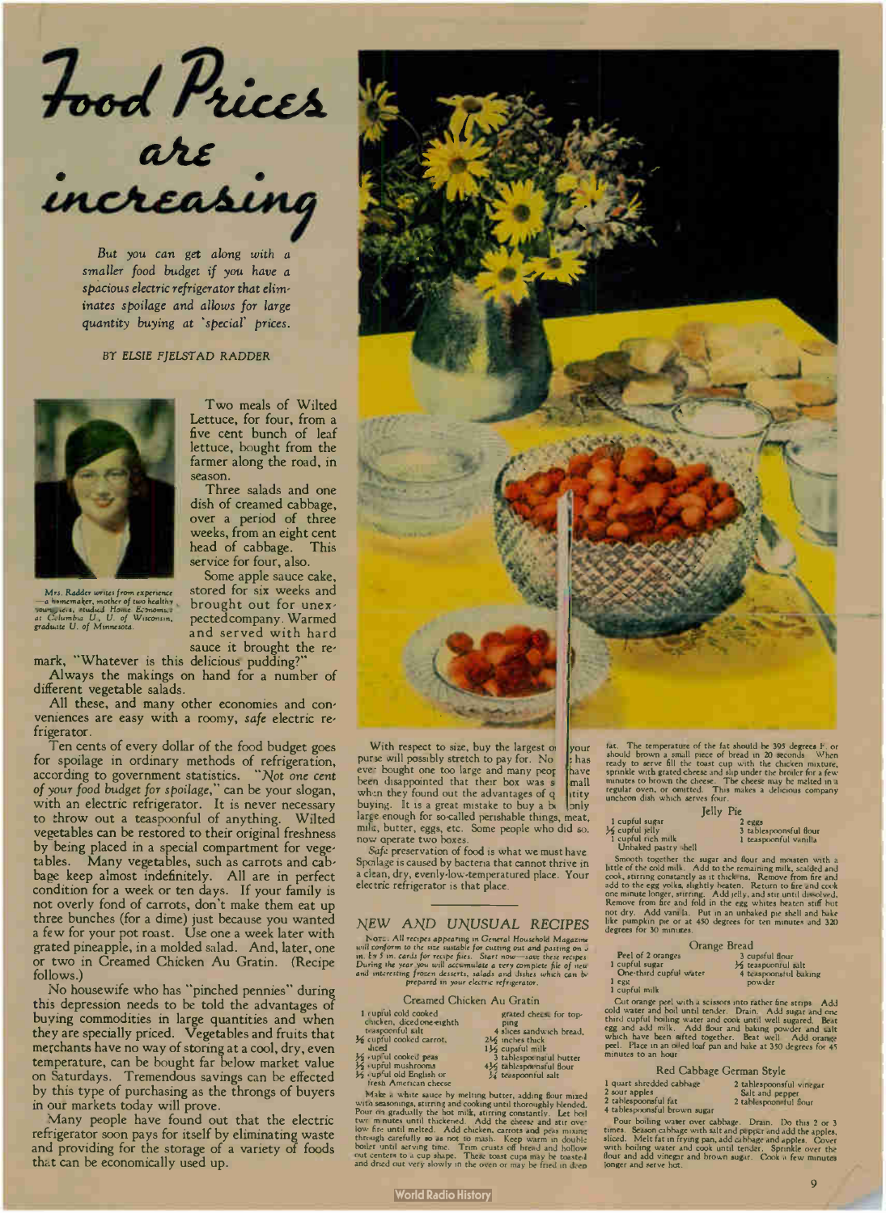# Food Prices are increasing

*But you can get along with a smaller food budget if you have a spacious electric refrigerator that eliminates spoilage and allows for large quantity buying at 'special' prices.*

BY ELSIE FJELSTAD RADDER

*Mrs. Radder writes from experience—a homemaker, mother of two healthy youngsters, studied Home Economics at Columbia U., U. of Wisconsin, graduate U. of Minnesota.*

Two meals of Wilted Lettuce, for four, from a five cent bunch of leaf lettuce, bought from the farmer along the road, in season.

Three salads and one dish of creamed cabbage, over a period of three weeks, from an eight cent head of cabbage. This service for four, also.

Some apple sauce cake, stored for six weeks and brought out for unexpected company. Warmed and served with hard sauce it brought the remark, "Whatever is this delicious pudding?"

Always the makings on hand for a number of different vegetable salads.

All these, and many other economies and conveniences are easy with a roomy, *safe* electric refrigerator.

Ten cents of every dollar of the food budget goes for spoilage in ordinary methods of refrigeration, according to government statistics. *"Not one cent of your food budget for spoilage,"* can be your slogan, with an electric refrigerator. It is never necessary to throw out a teaspoonful of anything. Wilted vegetables can be restored to their original freshness by being placed in a special compartment for vegetables. Many vegetables, such as carrots and cabbage keep almost indefinitely. All are in perfect condition for a week or ten days. If your family is not overly fond of carrots, don't make them eat up three bunches (for a dime) just because you wanted a few for your pot roast. Use one a week later with grated pineapple, in a molded salad. And, later, one or two in Creamed Chicken Au Gratin. (Recipe follows.)

No housewife who has "pinched pennies" during this depression needs to be told the advantages of buying commodities in large quantities and when they are specially priced. Vegetables and fruits that merchants have no way of storing at a cool, dry, even temperature, can be bought far below market value on Saturdays. Tremendous savings can be effected by this type of purchasing as the throngs of buyers in our markets today will prove.

Many people have found out that the electric refrigerator soon pays for itself by eliminating waste and providing for the storage of a variety of foods that can be economically used up.

With respect to size, buy the largest o[ne] your purse will possibly stretch to pay for. No[one] has ever bought one too large and many peop[le] have been disappointed that their box was s[o] small when they found out the advantages of q[uan]tity buying. It is a great mistake to buy a b[ox] only large enough for so-called perishable things, meat, milk, butter, eggs, etc. Some people who did so, now operate two boxes.

*Safe* preservation of food is what we must have. Spoilage is caused by bacteria that cannot thrive in a clean, dry, evenly-low-temperatured place. Your electric refrigerator is that place.

## NEW AND UNUSUAL RECIPES

*NOTE: All recipes appearing in General Household Magazine will conform to the size suitable for cutting out and pasting on 3 in. by 5 in. cards for recipe files. Start now—save these recipes. During the year you will accumulate a very complete file of new and interesting frozen desserts, salads and dishes which can be prepared in your electric refrigerator.*

### Creamed Chicken Au Gratin

- 1 cupful cold cooked chicken, diced one-eighth
- teaspoonful salt
- ½ cupful cooked carrot, diced
- ½ cupful cooked peas
- ½ cupful mushrooms
- ½ cupful old English or fresh American cheese
- grated cheese for topping
- 4 slices sandwich bread, 2½ inches thick
- 1½ cupful milk
- 3 tablespoonsful butter
- 4½ tablespoonsful flour
- ¼ teaspoonful salt

Make a white sauce by melting butter, adding flour mixed with seasonings, stirring and cooking until thoroughly blended. Pour on gradually the hot milk, stirring constantly. Let boil two minutes until thickened. Add the cheese and stir over low fire until melted. Add chicken, carrots and peas mixing through carefully so as not to mash. Keep warm in double boiler until serving time. Trim crusts off bread and hollow out centers to a cup shape. These toast cups may be toasted and dried out very slowly in the oven or may be fried in deep fat. The temperature of the fat should be 395 degrees F. or should brown a small piece of bread in 20 seconds. When ready to serve fill the toast cup with the chicken mixture, sprinkle with grated cheese and slip under the broiler for a few minutes to brown the cheese. The cheese may be melted in a regular oven, or omitted. This makes a delicious company luncheon dish which serves four.

### Jelly Pie

- 1 cupful sugar
- ½ cupful jelly
- 1 cupful rich milk
- Unbaked pastry shell
- 2 eggs
- 3 tablespoonsful flour
- 1 teaspoonful vanilla

Smooth together the sugar and flour and moisten with a little of the cold milk. Add to the remaining milk, scalded and cook, stirring constantly as it thickens. Remove from fire and add to the egg yolks, slightly beaten. Return to fire and cook one minute longer, stirring. Add jelly, and stir until dissolved. Remove from fire and fold in the egg whites beaten stiff but not dry. Add vanilla. Put in an unbaked pie shell and bake like pumpkin pie or at 450 degrees for ten minutes and 320 degrees for 30 minutes.

### Orange Bread

- Peel of 2 oranges
- 1 cupful sugar
- One-third cupful water
- 1 egg
- 1 cupful milk
- 3 cupsful flour
- ½ teaspoonful salt
- 4 teaspoonsful baking powder

Cut orange peel with a scissors into rather fine strips. Add cold water and boil until tender. Drain. Add sugar and one third cupful boiling water and cook until well sugared. Beat egg and add milk. Add flour and baking powder and salt which have been sifted together. Beat well. Add orange peel. Place in an oiled loaf pan and bake at 350 degrees for 45 minutes to an hour.

### Red Cabbage German Style

- 1 quart shredded cabbage
- 2 sour apples
- 2 tablespoonsful fat
- 4 tablespoonsful brown sugar
- 2 tablespoonsful vinegar
- Salt and pepper
- 2 tablespoonsful flour

Pour boiling water over cabbage. Drain. Do this 2 or 3 times. Season cabbage with salt and pepper and add the apples, sliced. Melt fat in frying pan, add cabbage and apples. Cover with boiling water and cook until tender. Sprinkle over the flour and add vinegar and brown sugar. Cook a few minutes longer and serve hot.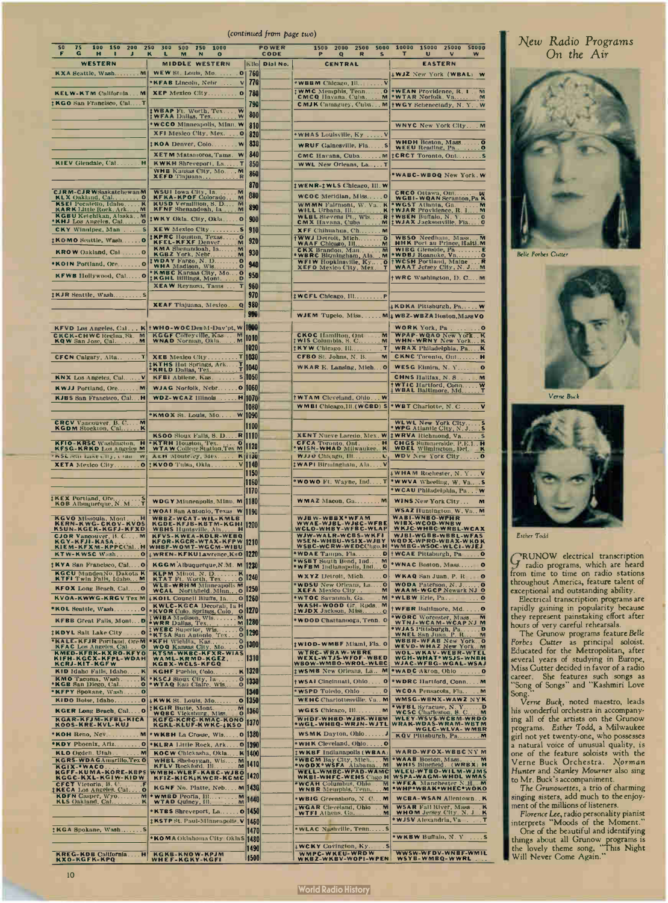(continued from page two)

| 50 | 75 | 100 | 150 | 200 | 250 | 300 | 500 | 750 | 1000 | 1500 | 2000 | 2500 | 5000 | 10000 | 15000 | 25000 | 50000 |
|---|---|---|---|---|---|---|---|---|---|---|---|---|---|---|---|---|---|
| F | G | H | I | J | K | L | M | N | O | P | Q | R | S | T | U | V | W |

POWER CODE

| WESTERN | MIDDLE WESTERN | Kilo | Dial No. | CENTRAL | EASTERN |
|---|---|---|---|---|---|
| KXA Seattle, Wash. M | WEW St. Louis, Mo. O | 760 | | | ‡WJZ New York (WBAL) W |
| | *KFAB Lincoln, Nebr. V | 770 | | *WBBM Chicago, Ill. V | |
| KELW-KTM California M | XEP Mexico City O | 780 | | ‡WMC Memphis, Tenn. O<br>CMCQ Havana, Cuba M | *WEAN Providence, R. I. M<br>*WTAR Norfolk, Va. M |
| ‡KGO San Francisco, Cal. T | | 790 | | CMJK Camaguey, Cuba M | †WGY Schenectady, N. Y. W |
| | ‡WBAP Ft. Worth, Tex. W<br>‡WFAA Dallas, Tex. W | 800 | | | |
| | *WCCO Minneapolis, Minn. W | 810 | | | WNYC New York City M |
| | XFI Mexico City, Mex. O | 820 | | *WHAS Louisville, Ky. V | |
| | ‡KOA Denver, Colo. W | 830 | | WRUF Gainesville, Fla. S | WHDH Boston, Mass. O<br>WEEU Reading, Pa. O |
| | XETM Matamoros, Tams. W | 840 | | CMC Havana, Cuba M | ‡CRCT Toronto, Ont. S |
| KIEV Glendale, Cal. H | KWKH Shreveport, La. T | 850 | | WWL New Orleans, La. T | |
| | WHB Kansas City, Mo. M<br>XEFD Tijuana R | 860 | | | *WABC-WBOQ New York. W |
| | | 870 | | ‡WENR-‡WLS Chicago, Ill. W | |
| CJRM-CJRW Saskatchewan M<br>KLX Oakland, Cal. O | WSUI Iowa City, Ia. M<br>KFKA-KPOF Colorado M | 880 | | WCOC Meridian, Miss. O | CRCO Ottawa, Ont. W<br>WGBI-WQAN Scranton, Pa K |
| KSEI Pocatello, Idaho K<br>KARK Little Rock, Ark. M | KUSD Vermillion, S. D. M<br>KFNF Shenandoah, Ia. M | 890 | | WMMN Fairmont, W. Va. K<br>WILL Urbana, Ill. K | *WGST Atlanta, Ga. M<br>†WJAR Providence, R. I. M |
| KGBU Ketchikan, Alaska M<br>*KHJ Los Angeles, Cal. O | ‡WKY Okla. City, Okla. O | 900 | | WLBL Stevens Pt., Wis. R<br>CMX Havana, Cuba M | †WBEN Buffalo, N. Y. O<br>‡WJAX Jacksonville, Fla. O |
| CKY Winnipeg, Man. S | XEW Mexico City S | 910 | | XFF Chihuahua, Ch. M | |
| ‡KOMO Seattle, Wash. O | ‡KPRC Houston, Texas O<br>KFEL-KFXF Denver M | 920 | | †WWJ Detroit, Mich. O<br>WAAF Chicago, Ill. K | WBSO Needham, Mass. M<br>HHK Port au Prince, Haiti M |
| KROW Oakland, Cal. O | KMA Shenandoah, Ia. M<br>KGBZ York, Nebr. M | 930 | | CKX Brandon, Man. M<br>*WBRC Birmingham, Ala. M | WIBG Glenside, Pa. E<br>*WDBJ Roanoke, Va. O |
| *KOIN Portland, Ore. O | ‡WDAY Fargo, N. D. O<br>WHA Madison, Wis. O | 940 | | WFIW Hopkinsville, Ky. O<br>XEFO Mexico City, Mex. T | †WCSH Portland, Maine R<br>WAAT Jersey City, N. J. M |
| KFWB Hollywood, Cal. O | *KMBC Kansas City, Mo. O<br>‡KGHL Billings, Mont. O | 950 | | | †WRC Washington, D. C. M |
| | XEAW Reynosa, Tams. T | 960 | | | |
| ‡KJR Seattle, Wash. S | | 970 | | ‡WCFL Chicago, Ill. P | |
| | XEAF Tiajuana, Mexico Q | 980 | | | ‡KDKA Pittsburgh, Pa. W |
| | | 990 | | WJEM Tupelo, Miss. M | ‡WBZ-WBZA Boston, Mass VO |
| KFVD Los Angeles, Cal. K | ‡WHO-WOC Des M-Dav'pt, W | 1000 | | | WORK York, Pa. O |
| CKCK-CHWC Regina, Sk. M<br>KQW San Jose, Cal. M | KGGF Coffeyville, Kas. M<br>WNAD Norman, Okla. M | 1010 | | CKOC Hamilton, Ont. M<br>‡WIS Columbia, S. C. M | WPAP-WQAO New York K<br>WHN-WRNY New York K |
| | | 1020 | | †KYW Chicago, Ill. T | WRAX Philadelphia, Pa. K |
| CFCN Calgary, Alta. T | XEB Mexico City T | 1030 | | CFBO St. Johns, N. B. M | CKNC Toronto, Ont. H |
| | ‡KTHS Hot Springs, Ark. T<br>*KRLD Dallas, Tex. T | 1040 | | WKAR E. Lansing, Mich. O | WESG Elmira, N. Y. O |
| KNX Los Angeles, Cal. V | KFBI Abilene, Kas. S | 1050 | | | CHNS Halifax, N. S. M |
| KWJJ Portland, Ore. M | WJAG Norfolk, Nebr. O | 1060 | | | †WTIC Hartford, Conn. W<br>‡WBAL Baltimore, Md. T |
| KJBS San Francisco, Cal. H | WDZ-WCAZ Illinois H | 1070 | | †WTAM Cleveland, Ohio W | |
| | | 1080 | | WMBI Chicago, Ill. (WCBD) S | *WBT Charlotte, N. C. V |
| | *KMOX St. Louis, Mo. W | 1090 | | | |
| CRCV Vancouver, B. C. M<br>KGDM Stockton, Cal. K | | 1100 | | | WLWL New York City S<br>*WPG Atlantic City, N. J. S |
| | KSOO Sioux Falls, S. D. R | 1110 | | XENT Nueve Laredo, Mex. W | ‡WRVA Richmond, Va. S |
| KFIO-KRSC Washington. H<br>KFSG-KRKD Los Angeles M | *KTRH Houston, Tex. O<br>WTAW College Station, Tex M | 1120 | | CFCA Toronto, Ont. H<br>*WISN-WHAD Milwaukee. K | CHGS Summerside, P.E.I. H<br>WDEL Wilmington, Del. K |
| KSL Salt Lake City, Utah W | XEH Monterey, Mex. K | 1130 | | WJJD Chicago, Ill. V | WOV New York City O |
| XETA Mexico City O | ‡KVOO Tulsa, Okla. V | 1140 | | ‡WAPI Birmingham, Ala. V | |
| | | 1150 | | | ‡WHAM Rochester, N. Y. V |
| | | 1160 | | *WOWO Ft. Wayne, Ind. T | *WWVA Wheeling, W. Va. S |
| | | 1170 | | | *WCAU Philadelphia, Pa. W |
| ‡KEX Portland, Ore. S<br>KOB Albuquerque, N. M. T | WDGY Minneapolis, Minn. M | 1180 | | WMAZ Macon, Ga. M | WINS New York City M |
| | ‡WOAI San Antonio, Texas W | 1190 | | | WSAZ Huntington, W. Va. M |
| KGVO Missoula, Mont. H<br>KERN-KWG-CKOV-KVOS<br>KSUN-KGEK-KGFJ-KFXD | WBBZ-WCAT-WIL-KMLB<br>KGDE-KFJB-KBTM-KGHI<br>WBHS Huntsville, Ala. H | 1200 | | WJBW-WBBX*WFAM<br>WWAE-WJBL-WJBC-WFBE<br>WCLO-WHBY-WFBC-WLAP | WABI-WNBO-WPHR<br>WIBX-WCDO-WNBW<br>WKJC-WHBC-WRBL-WCAX |
| CJOR Vancouver, B. C. M<br>KGY-KFJI-KASA<br>KIEM-KFXM-KPPC Cal. H | KFVS-KWEA-KDLR-WEBQ<br>KFOR-KGCR-WTAX-KFPW<br>WHBF-WOMT-WGCM-WEBU | 1210 | | WJW-WALR-WCBS-WKFI<br>WSEN-WHBU-WSIX-WJBY<br>WSBC-WCRW-WEDC Chgo H | WJBI-WGBB-WBBL-WFAS<br>WQDX-WPRO-WBAX-WKOK<br>*WMBG-WSOC-WLCI-WJEJ |
| KTW-KWSC Wash. O | ‡WREN-KFKU Lawrence, Kas O | 1220 | | *WDAE Tampa, Fla. D | †WCAE Pittsburgh, Pa. O |
| ‡KYA San Francisco, Cal. O | KGGM Albuquerque, N. M. M | 1230 | | *WSBT South Bend, Ind. M<br>*WFBM Indianapolis, Ind. O | *WNAC Boston, Mass. O |
| KGCU Mandan No. Dakota K<br>KTFI Twin Falls, Idaho M | KLPM Minot, N. D. K<br>KTAT Ft. Worth, Tex. O | 1240 | | WXYZ Detroit, Mich. O | WKAQ San Juan, P. R. O |
| KFOX Long Beach, Cal. O | WLB-WRHM Minneapolis M<br>WCAL Northfield, Minn. O | 1250 | | *WDSU New Orleans, La. O<br>XEFA Mexico City M | WODA Paterson, N. J. O<br>WAAM-WGCP Newark NJ O |
| KVOA-KWWG-KRGV Tex M | ‡KOIL Council Bluffs, Ia. O | 1260 | | *WTOC Savannah, Ga. M | *WLBW Erie, Pa. O |
| *KOL Seattle, Wash. O | KWLC-KGCA Decorah, Ia H<br>*KVOR Colo. Springs, Colo. O | 1270 | | WASH-WOOD Gr. Rpds. M<br>‡WJDX Jackson, Miss. O | †WFBR Baltimore, Md. O |
| KFBB Great Falls, Mont. D | ‡WIBA Madison, Wis. M<br>*WRR Dallas, Tex. M | 1280 | | *WDOD Chattanooga, Tenn. O | *WORC Worcester, Mass. M<br>WTNJ-WCAM-WCAP NJ M |
| ‡KDYL Salt Lake City O | ‡WEBC Superior, Wis. O<br>*KTSA San Antonio, Tex. O | 1290 | | | *WJAS Pittsburgh, Pa. D<br>WNEL San Juan, P. R. M |
| *KALE-KFJR Portland, Ore M<br>KFAC Los Angeles, Cal. O | *KFH Wichita, Kas. O<br>WOQ Kansas City, Mo. O | 1300 | | ‡WIOD-WMBF Miami, Fla. O | WBBR-WFAB New York. O<br>WEVD-WHAZ New York. M |
| KMED-KFBK-KXRO-KFYO<br>KIFH-KGCX-KFPL-WDAH<br>KCRJ-KIT-KGFW | KTSM-WKBC-KFXR-WIAS<br>WAML-KRMD-KGEZ<br>KGBX-WCLS-KFGQ | 1310 | | WTRC-WRAW-WBRE<br>WEXL-WTJS-WFOF-WBED<br>WBOW-WMBO-WROL-WLBC | WOL-WKAV-WEBR-WTEL<br>WGH-WHAT*WSJS-WNBH<br>WJAC-WFBG-WGAL-WSAJ |
| KID Idaho Falls, Idaho K | KGHF Pueblo, Colo. K | 1320 | | ‡WSMB New Orleans, La. M | *WADC Akron, Ohio O |
| KMO Tacoma, Wash. K<br>*KGB San Diego, Cal. O | *KSCJ Sioux City, Ia. O<br>*WTAQ Eau Claire, Wis. O | 1330 | | ‡WSAI Cincinnati, Ohio O | *WDRC Hartford, Conn. M |
| *KFPY Spokane, Wash. O | | 1340 | | *WSPD Toledo, Ohio O | WCOA Pensacola, Fla. M |
| KIDO Boise, Idaho O | ‡KWK St. Louis, Mo. O | 1350 | | WEHC Charlottesville, Va. M | WMSG-WBNX-WAWZ NY K |
| KGER Long Beach, Cal. O | ‡KGIR Butte, Mont. M<br>WQBC Vicksburg, Miss. O | 1360 | | WGES Chicago, Ill. M | *WFBL Syracuse, N. Y. D<br>WCSC Charleston, S. C. M |
| KGAR-KFJM-KFBL-KICA<br>KOOS-KRE-KVL-KUJ | KGFG-KCRC-KMAC-KONO<br>KGKL-KLUF-KWKC-‡KSO | 1370 | | WHDF-WHBD-WJBK-WIBM<br>*WGL-WHBQ-WRJN-WJTL | WLEY-WSVS-WCBM-WRDO<br>WRAK-WDAS-WRAM-WBTM<br>WGLC-WLVA-WMBR |
| *KOH Reno, Nev. M | *WKBH La Crosse, Wis. O | 1380 | | WSMK Dayton, Ohio J | KQV Pittsburgh, Pa. M |
| *KDY Phoenix, Ariz. O | *KLRA Little Rock, Ark. O | 1390 | | *WHK Cleveland, Ohio O | |
| KLO Ogden, Utah M | KOCW Chickasha, Okla. K | 1400 | | ‡WKBF Indianapolis (WBAA) | WARD-WFOX-WBBC NY M |
| KGRS-WDAG Amarillo, Tex O<br>KGIX-*WACO | WHBL Sheboygan, Wis. M<br>KFLV Rockford, Ill. M | 1410 | | *WBCM Bay City, Mich. M<br>*WODX*WSFA Alabama M | *WAAB Boston, Mass. M<br>WHIS Bluefield (WRBX) H |
| KGFF-KUMA-KORE-KBPS<br>KGGC-KXL-KGIW-KIDW | WMBH-WLBF-KABC-WJBO<br>KFIZ-KICK‡KWCR-KCMC | 1420 | | WELL-WMBC-WPAD-WAMC<br>WKBI-WHFC-WEHS Chgo H | WLEU-WTBO-WILM-WJMS<br>WSPA-WAGM-WHDL WMAS |
| CFCT Victoria, B. C. F<br>‡KECA Los Angeles, Cal. O | KGNF No. Platte, Neb. M | 1430 | | *WCAH Columbus, Ohio M<br>WNBR Memphis, Tenn. M | *WFEA Manchester, N. H. M<br>*WHP*WBAK*WHEC*WOKO |
| KDFN Casper, Wyo. M<br>KLS Oakland, Cal. K | *WMBD Peoria, Ill. M<br>WTAD Quincy, Ill. M | 1440 | | *WBIG Greensboro, N. C. M | WCBA-WSAN Allentown K |
| | *KTBS Shreveport, La. O | 1450 | | ‡WGAR Cleveland, Ohio M<br>WTFI Athens, Ga. M | WSAR Fall River, Mass. K<br>WHOM Jersey City, N. J. K |
| | ‡KSTP St. Paul-Minneapolis V | 1460 | | | *WJSV Alexandria, Va. T |
| ‡KGA Spokane, Wash. S | | 1470 | | *WLAC Nashville, Tenn. S | |
| | *KOMA Oklahoma City, Okla S | 1480 | | | *WKBW Buffalo, N. Y. S |
| | | 1490 | | ‡WCKY Covington, Ky. S | |
| KREG-KDB California H<br>KXO-KGFK-KPQ | KGKB-KNOW-KPJM<br>WHEF-KGKY-KGFI | 1500 | | WMPC-WKEU-WRDW<br>WKBZ-WKBV-WOPI-WPEN | WWSW-WFDV-WNBF-WMIL<br>WSYB-WMBQ-WWRL |

## *New Radio Programs On the Air*

Belle Forbes Cutter

Verne Buck

Esther Todd

GRUNOW electrical transcription radio programs, which are heard from time to time on radio stations throughout America, feature talent of exceptional and outstanding ability.

Electrical transcription programs are rapidly gaining in popularity because they represent painstaking effort after hours of very careful rehearsals.

The Grunow programs feature *Belle Forbes Cutter* as principal soloist. Educated for the Metropolitan, after several years of studying in Europe, Miss Cutter decided in favor of a radio career. She features such songs as "Song of Songs" and "Kashmiri Love Song."

*Verne Buck*, noted maestro, leads his wonderful orchestra in accompanying all of the artists on the Grunow programs. *Esther Todd*, a Milwaukee girl not yet twenty-one, who possesses a natural voice of unusual quality, is one of the feature soloists with the Verne Buck Orchestra. *Norman Hunter* and *Stanley Mourner* also sing to Mr. Buck's accompaniment.

*The Grunowettes*, a trio of charming singing sisters, add much to the enjoyment of the millions of listeners.

*Florence Lee*, radio personality pianist interprets "Moods of the Moment."

One of the beautiful and identifying things about all Grunow programs is the lovely theme song, "This Night Will Never Come Again."